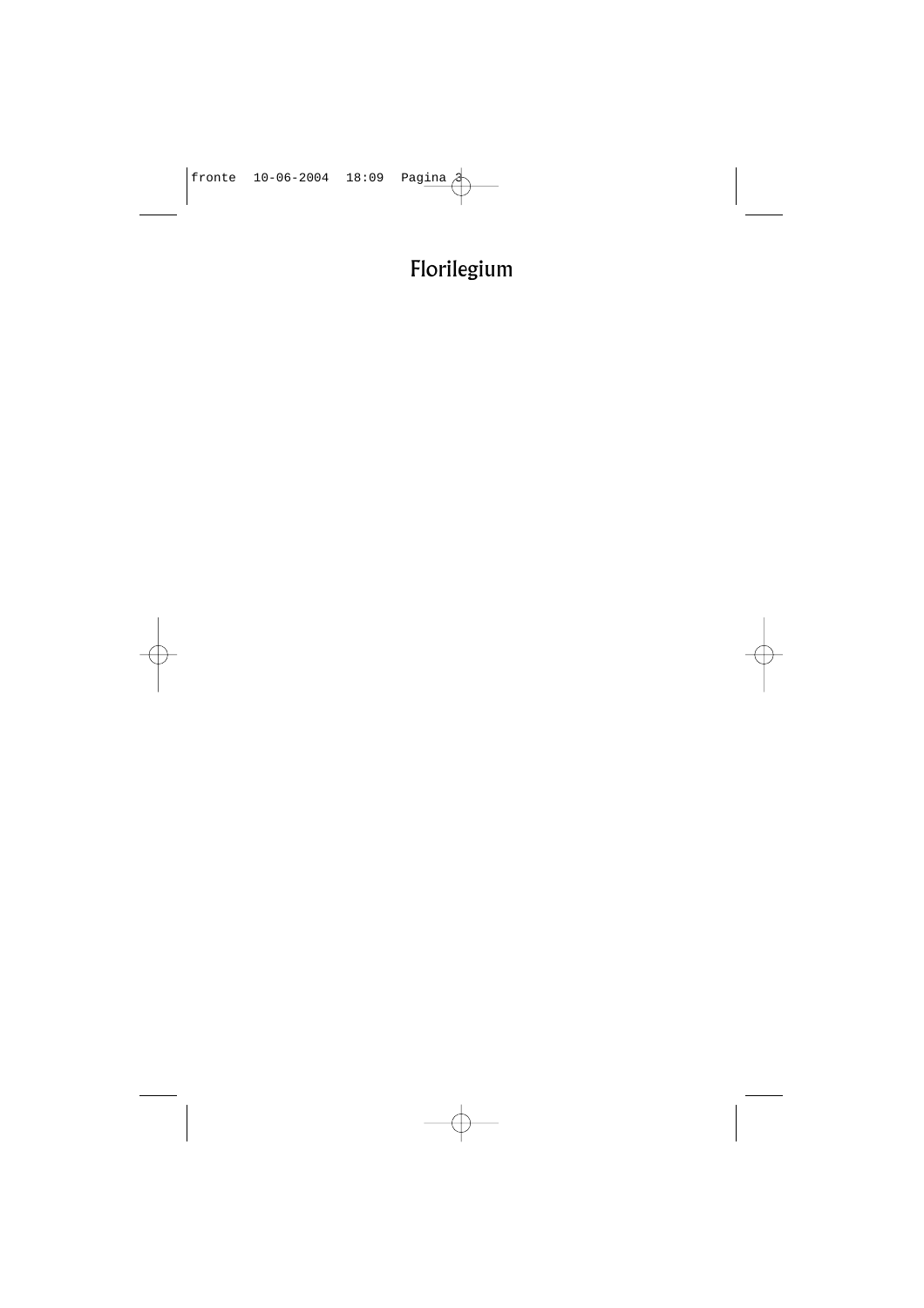# Florilegium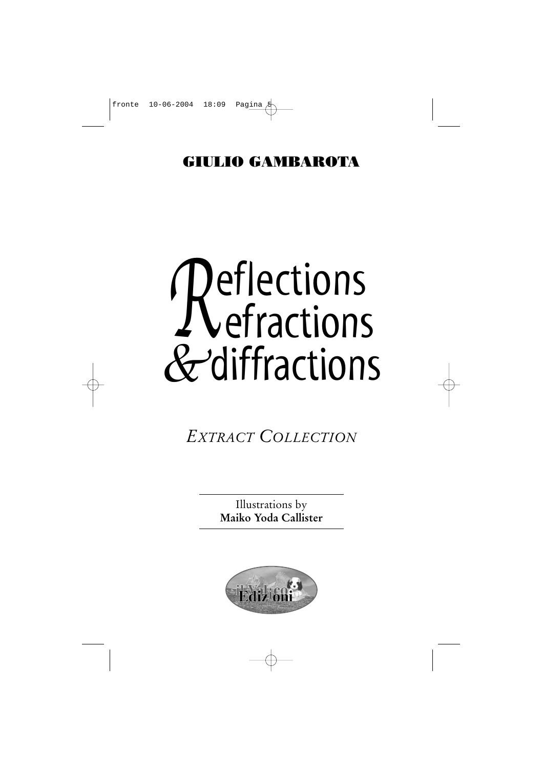**GIULIO GAMBAROTA**

# Reflections Refractions & diffractions

*EXTRACT COLLECTION*

Illustrations by
**Maiko Yoda Callister**

il Valico Edizioni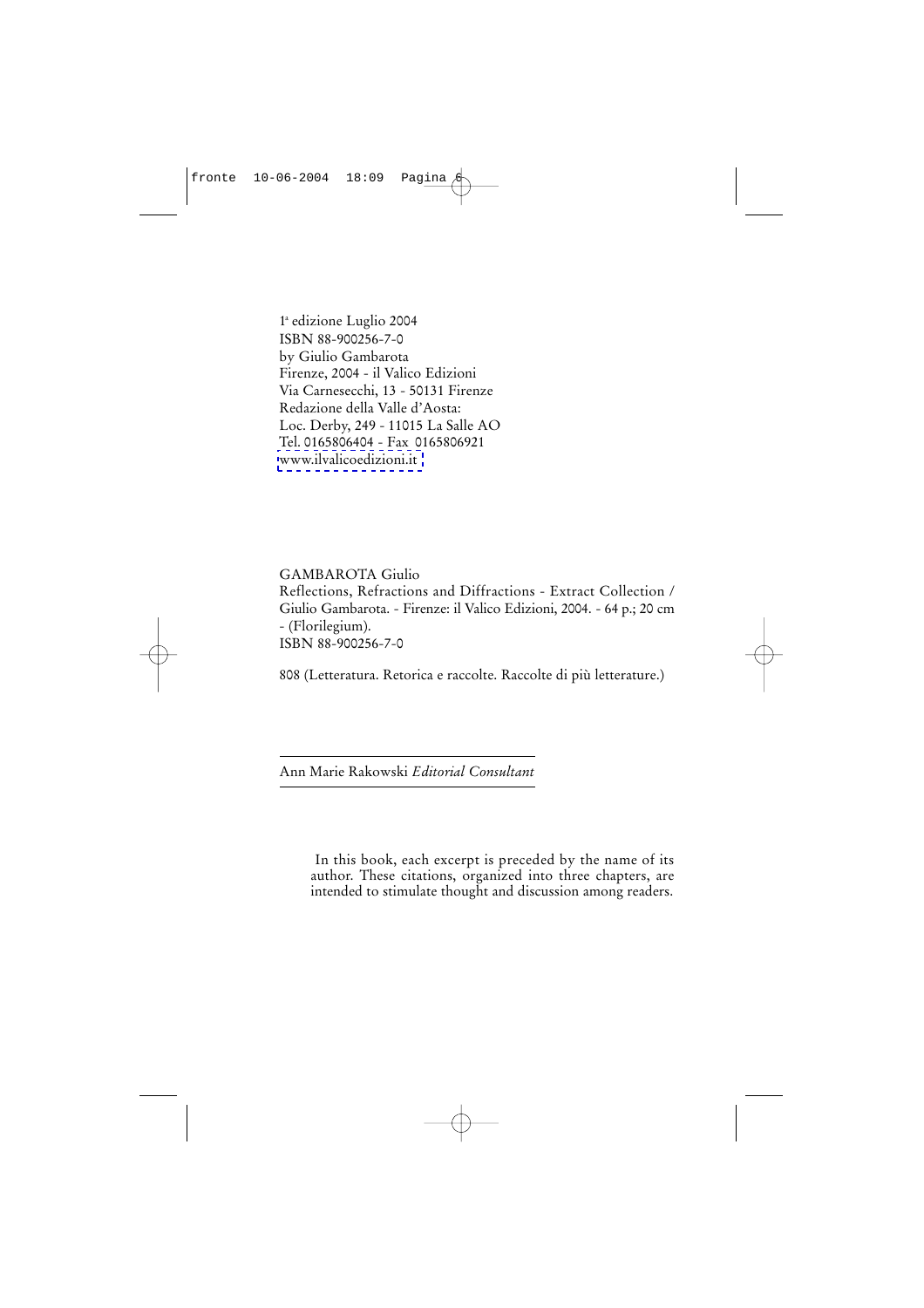1a edizione Luglio 2004
ISBN 88-900256-7-0
by Giulio Gambarota
Firenze, 2004 - il Valico Edizioni
Via Carnesecchi, 13 - 50131 Firenze
Redazione della Valle d'Aosta:
Loc. Derby, 249 - 11015 La Salle AO
Tel. 0165806404 - Fax 0165806921
www.ilvalicoedizioni.it

GAMBAROTA Giulio
Reflections, Refractions and Diffractions - Extract Collection / Giulio Gambarota. - Firenze: il Valico Edizioni, 2004. - 64 p.; 20 cm - (Florilegium).
ISBN 88-900256-7-0

808 (Letteratura. Retorica e raccolte. Raccolte di più letterature.)

---

Ann Marie Rakowski *Editorial Consultant*

---

In this book, each excerpt is preceded by the name of its author. These citations, organized into three chapters, are intended to stimulate thought and discussion among readers.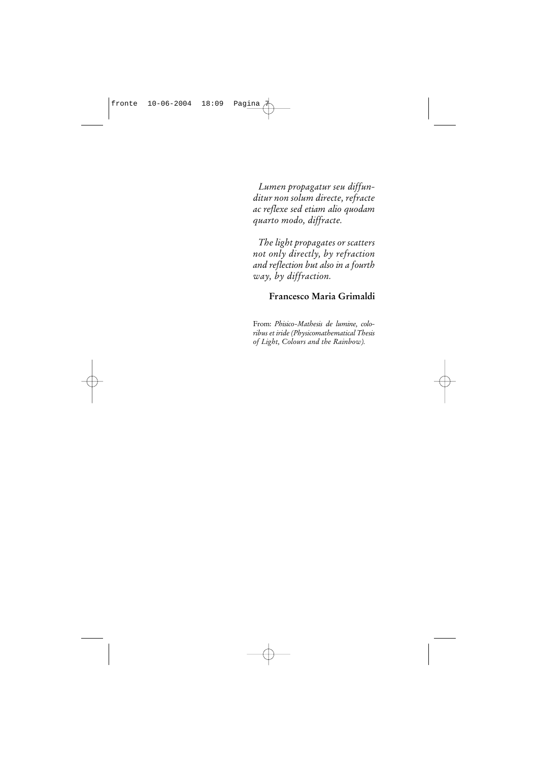*Lumen propagatur seu diffunditur non solum directe, refracte ac reflexe sed etiam alio quodam quarto modo, diffracte.*

*The light propagates or scatters not only directly, by refraction and reflection but also in a fourth way, by diffraction.*

**Francesco Maria Grimaldi**

From: *Phisico-Mathesis de lumine, coloribus et iride (Physicomathematical Thesis of Light, Colours and the Rainbow).*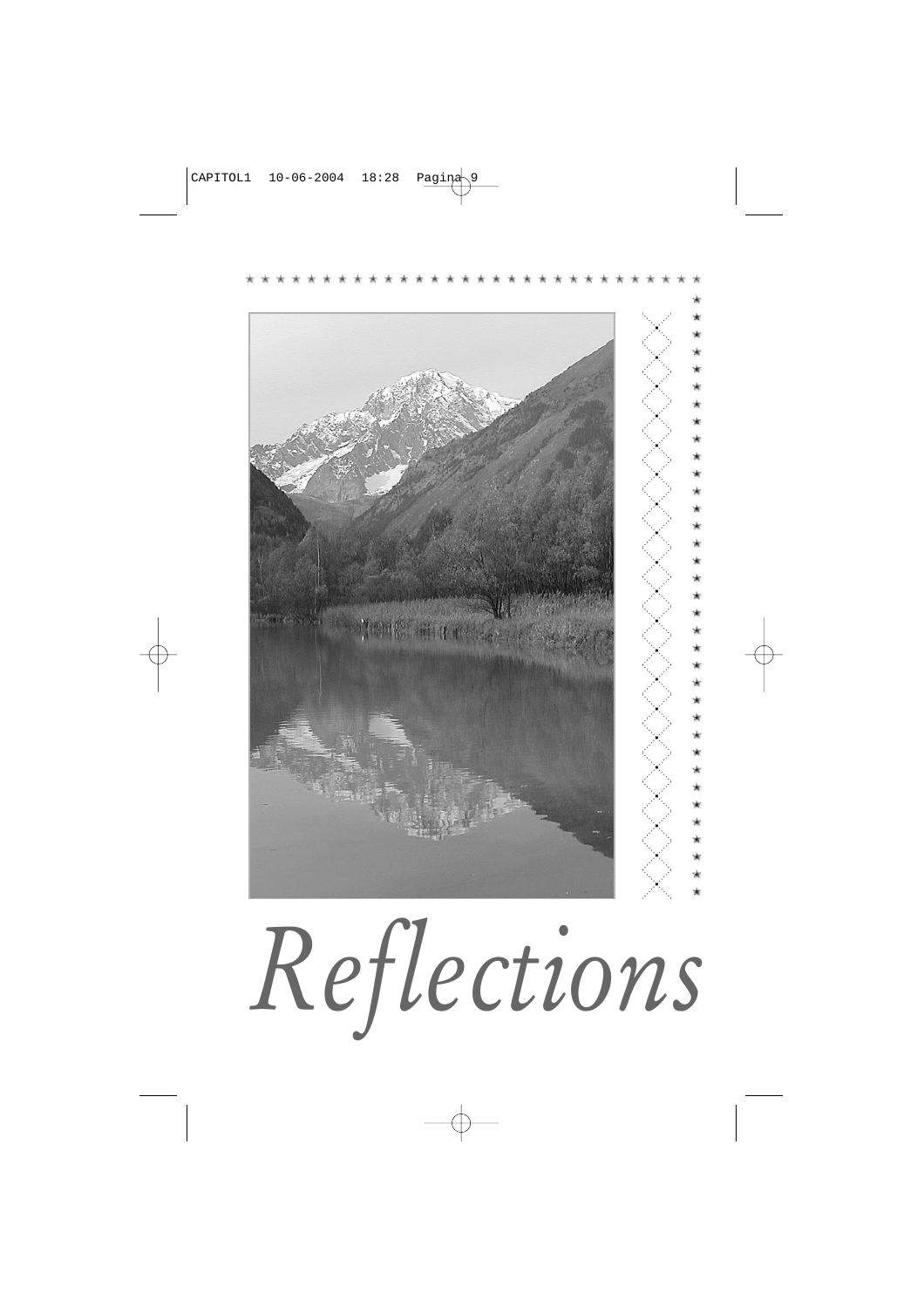# Reflections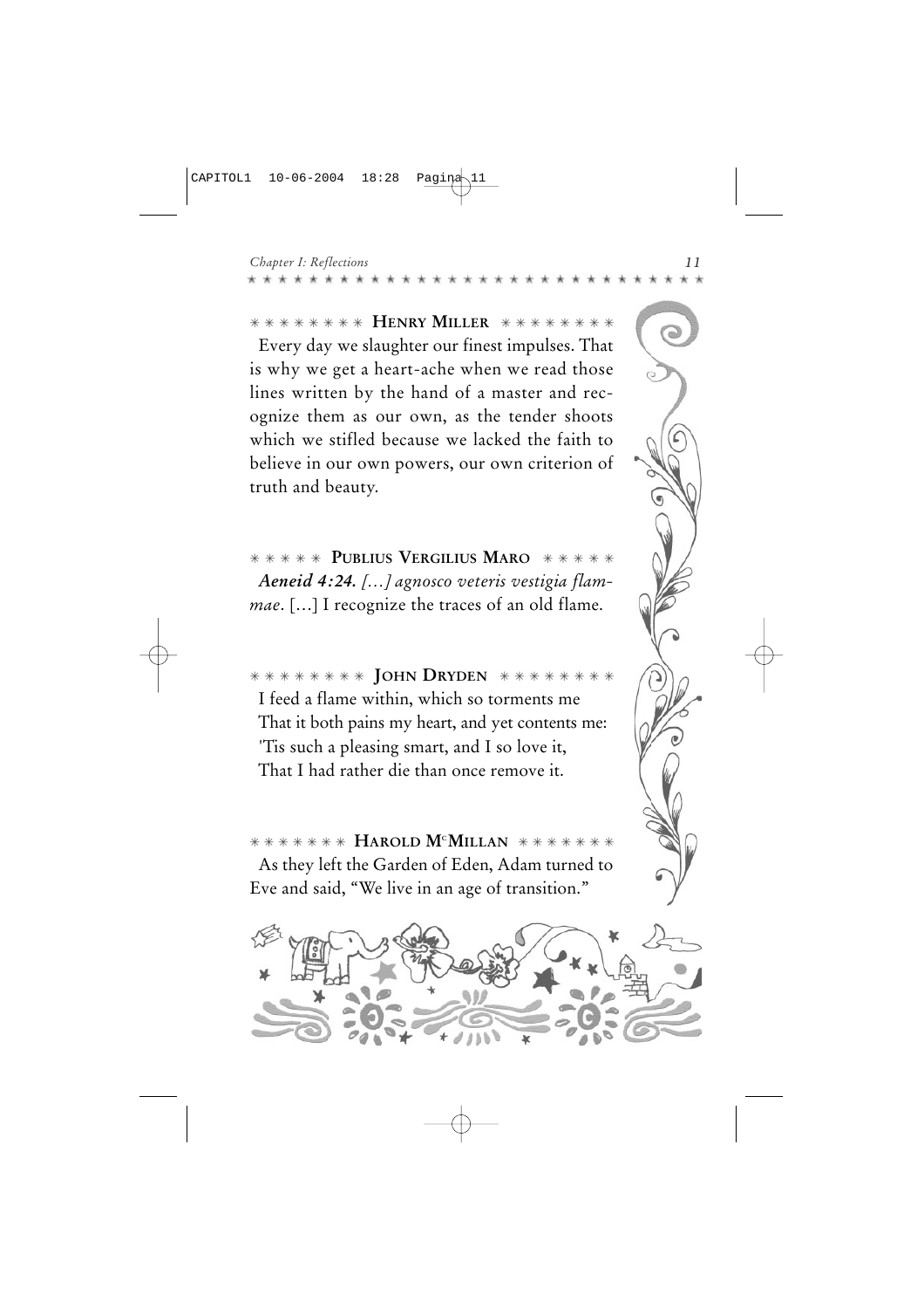### ✳ ✳ ✳ ✳ ✳ ✳ ✳ ✳ **HENRY MILLER** ✳ ✳ ✳ ✳ ✳ ✳ ✳ ✳

Every day we slaughter our finest impulses. That is why we get a heart-ache when we read those lines written by the hand of a master and recognize them as our own, as the tender shoots which we stifled because we lacked the faith to believe in our own powers, our own criterion of truth and beauty.

### ✳ ✳ ✳ ✳ ✳ **PUBLIUS VERGILIUS MARO** ✳ ✳ ✳ ✳ ✳

***Aeneid 4:24.*** *[…] agnosco veteris vestigia flammae*. […] I recognize the traces of an old flame.

### ✳ ✳ ✳ ✳ ✳ ✳ ✳ ✳ **JOHN DRYDEN** ✳ ✳ ✳ ✳ ✳ ✳ ✳ ✳

I feed a flame within, which so torments me
That it both pains my heart, and yet contents me:
'Tis such a pleasing smart, and I so love it,
That I had rather die than once remove it.

### ✳ ✳ ✳ ✳ ✳ ✳ ✳ **HAROLD McMILLAN** ✳ ✳ ✳ ✳ ✳ ✳ ✳

As they left the Garden of Eden, Adam turned to Eve and said, "We live in an age of transition."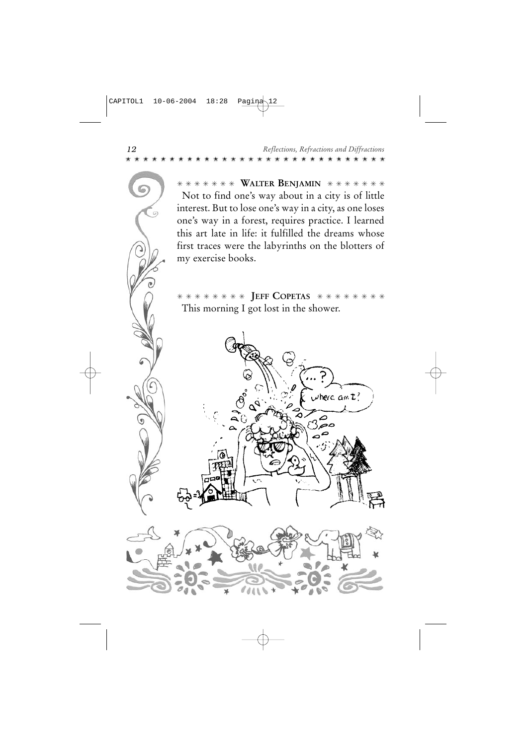## WALTER BENJAMIN

Not to find one's way about in a city is of little interest. But to lose one's way in a city, as one loses one's way in a forest, requires practice. I learned this art late in life: it fulfilled the dreams whose first traces were the labyrinths on the blotters of my exercise books.

## JEFF COPETAS

This morning I got lost in the shower.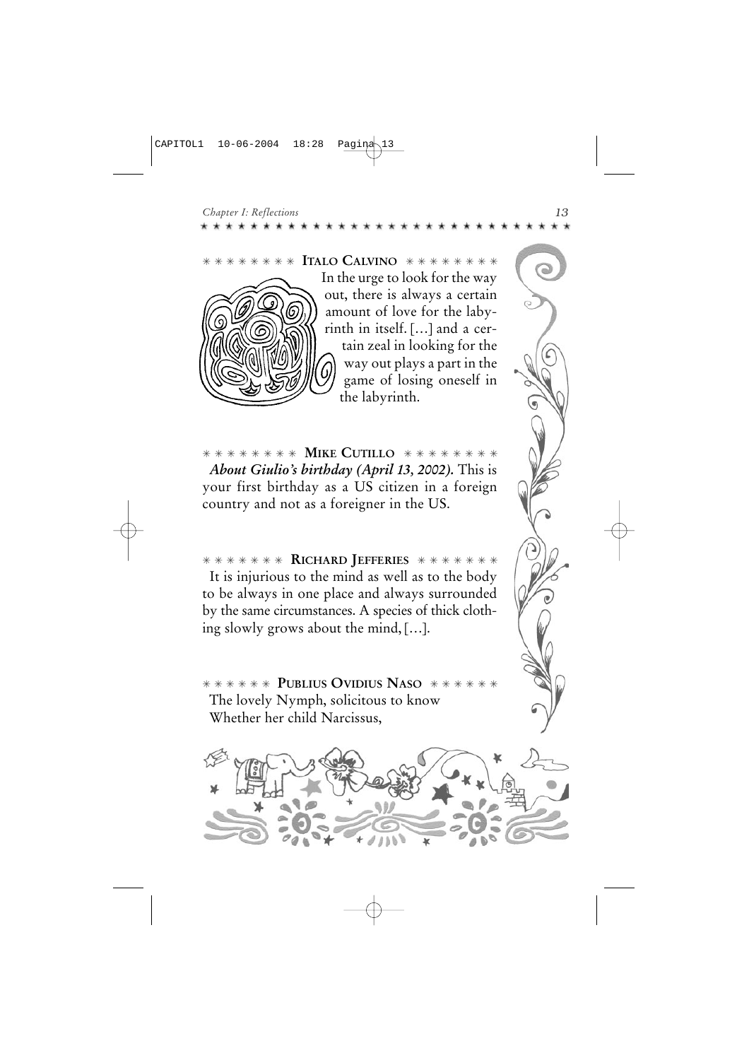### ✳ ✳ ✳ ✳ ✳ ✳ ✳ ✳ ITALO CALVINO ✳ ✳ ✳ ✳ ✳ ✳ ✳ ✳

In the urge to look for the way out, there is always a certain amount of love for the labyrinth in itself. […] and a certain zeal in looking for the way out plays a part in the game of losing oneself in the labyrinth.

### ✳ ✳ ✳ ✳ ✳ ✳ ✳ ✳ MIKE CUTILLO ✳ ✳ ✳ ✳ ✳ ✳ ✳ ✳

***About Giulio's birthday (April 13, 2002).*** This is your first birthday as a US citizen in a foreign country and not as a foreigner in the US.

### ✳ ✳ ✳ ✳ ✳ ✳ ✳ RICHARD JEFFERIES ✳ ✳ ✳ ✳ ✳ ✳ ✳

It is injurious to the mind as well as to the body to be always in one place and always surrounded by the same circumstances. A species of thick clothing slowly grows about the mind, […].

### ✳ ✳ ✳ ✳ ✳ ✳ PUBLIUS OVIDIUS NASO ✳ ✳ ✳ ✳ ✳ ✳

The lovely Nymph, solicitous to know
Whether her child Narcissus,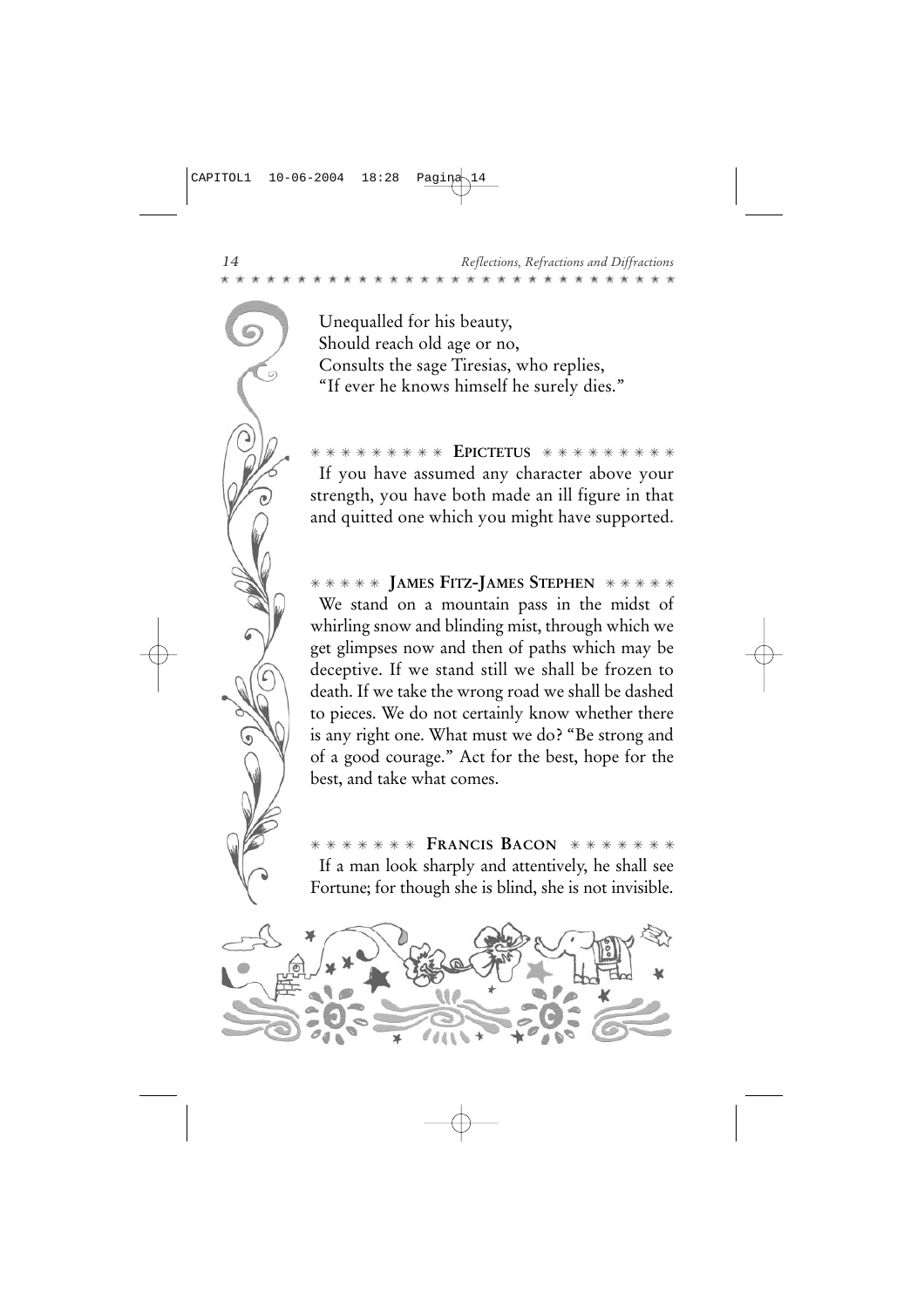Unequalled for his beauty,
Should reach old age or no,
Consults the sage Tiresias, who replies,
"If ever he knows himself he surely dies."

### ✳ ✳ ✳ ✳ ✳ ✳ ✳ ✳ ✳ EPICTETUS ✳ ✳ ✳ ✳ ✳ ✳ ✳ ✳ ✳

If you have assumed any character above your strength, you have both made an ill figure in that and quitted one which you might have supported.

### ✳ ✳ ✳ ✳ ✳ JAMES FITZ-JAMES STEPHEN ✳ ✳ ✳ ✳ ✳

We stand on a mountain pass in the midst of whirling snow and blinding mist, through which we get glimpses now and then of paths which may be deceptive. If we stand still we shall be frozen to death. If we take the wrong road we shall be dashed to pieces. We do not certainly know whether there is any right one. What must we do? "Be strong and of a good courage." Act for the best, hope for the best, and take what comes.

### ✳ ✳ ✳ ✳ ✳ ✳ ✳ FRANCIS BACON ✳ ✳ ✳ ✳ ✳ ✳ ✳

If a man look sharply and attentively, he shall see Fortune; for though she is blind, she is not invisible.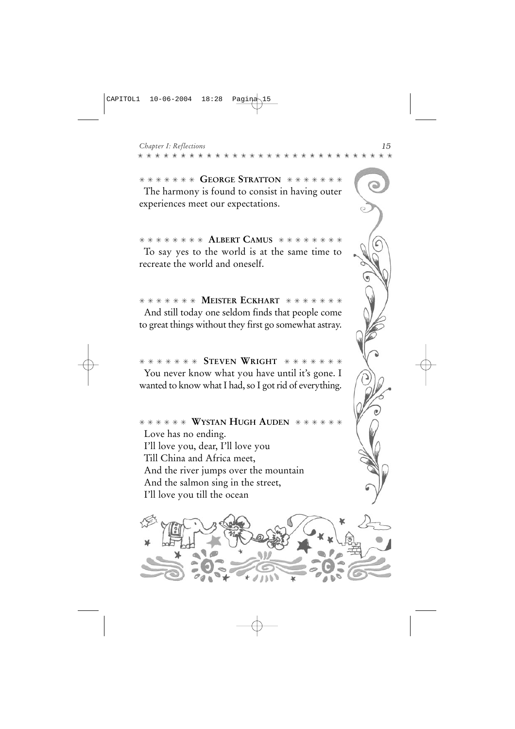### ✳ ✳ ✳ ✳ ✳ ✳ ✳ GEORGE STRATTON ✳ ✳ ✳ ✳ ✳ ✳ ✳

The harmony is found to consist in having outer experiences meet our expectations.

### ✳ ✳ ✳ ✳ ✳ ✳ ✳ ✳ ALBERT CAMUS ✳ ✳ ✳ ✳ ✳ ✳ ✳ ✳

To say yes to the world is at the same time to recreate the world and oneself.

### ✳ ✳ ✳ ✳ ✳ ✳ ✳ MEISTER ECKHART ✳ ✳ ✳ ✳ ✳ ✳ ✳

And still today one seldom finds that people come to great things without they first go somewhat astray.

### ✳ ✳ ✳ ✳ ✳ ✳ ✳ STEVEN WRIGHT ✳ ✳ ✳ ✳ ✳ ✳ ✳

You never know what you have until it's gone. I wanted to know what I had, so I got rid of everything.

### ✳ ✳ ✳ ✳ ✳ ✳ WYSTAN HUGH AUDEN ✳ ✳ ✳ ✳ ✳ ✳

Love has no ending.  
I'll love you, dear, I'll love you  
Till China and Africa meet,  
And the river jumps over the mountain  
And the salmon sing in the street,  
I'll love you till the ocean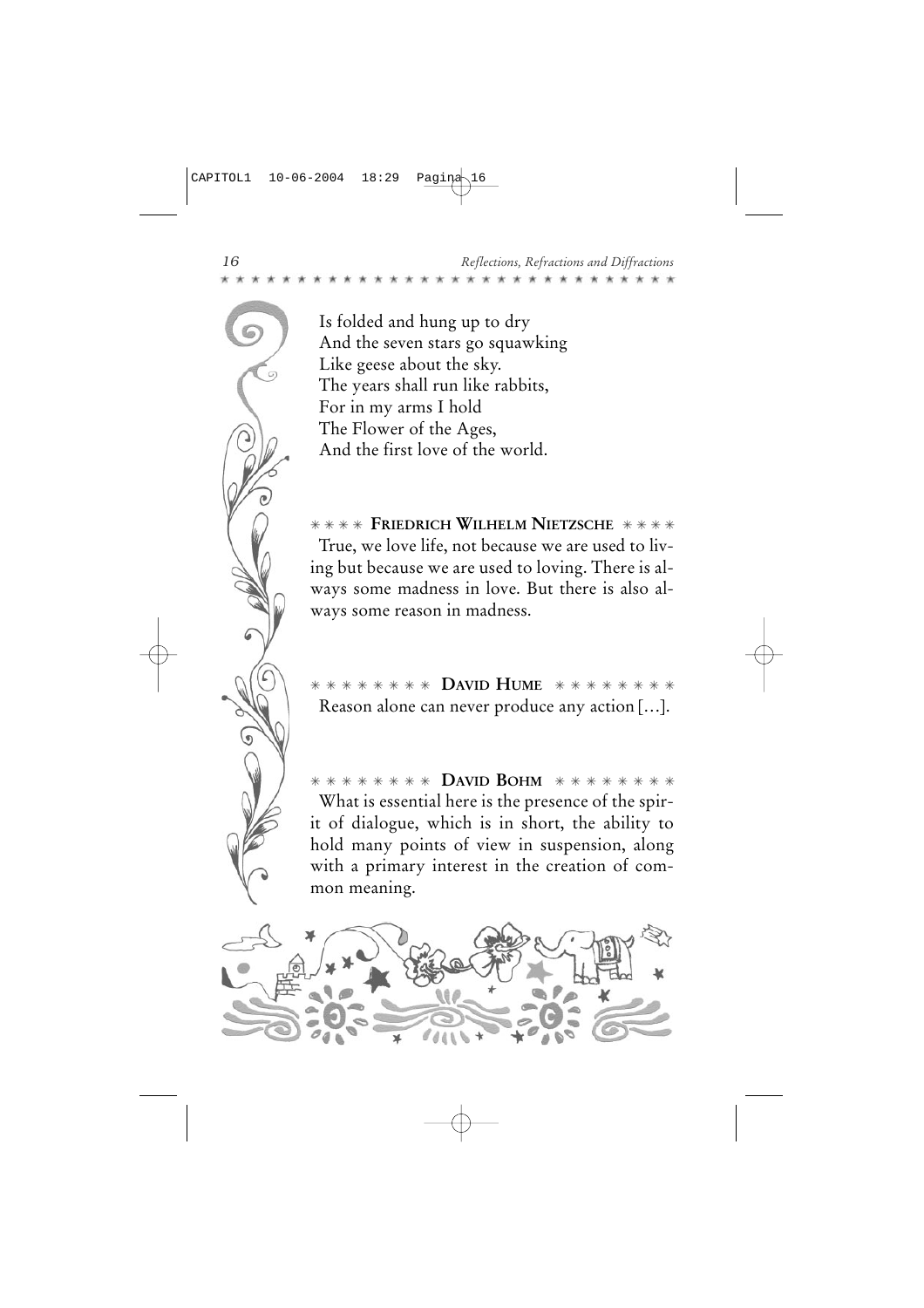Is folded and hung up to dry
And the seven stars go squawking
Like geese about the sky.
The years shall run like rabbits,
For in my arms I hold
The Flower of the Ages,
And the first love of the world.

### ∗∗∗∗ FRIEDRICH WILHELM NIETZSCHE ∗∗∗∗

True, we love life, not because we are used to living but because we are used to loving. There is always some madness in love. But there is also always some reason in madness.

### ∗∗∗∗∗∗∗∗ DAVID HUME ∗∗∗∗∗∗∗∗

Reason alone can never produce any action [...].

### ∗∗∗∗∗∗∗∗ DAVID BOHM ∗∗∗∗∗∗∗∗

What is essential here is the presence of the spirit of dialogue, which is in short, the ability to hold many points of view in suspension, along with a primary interest in the creation of common meaning.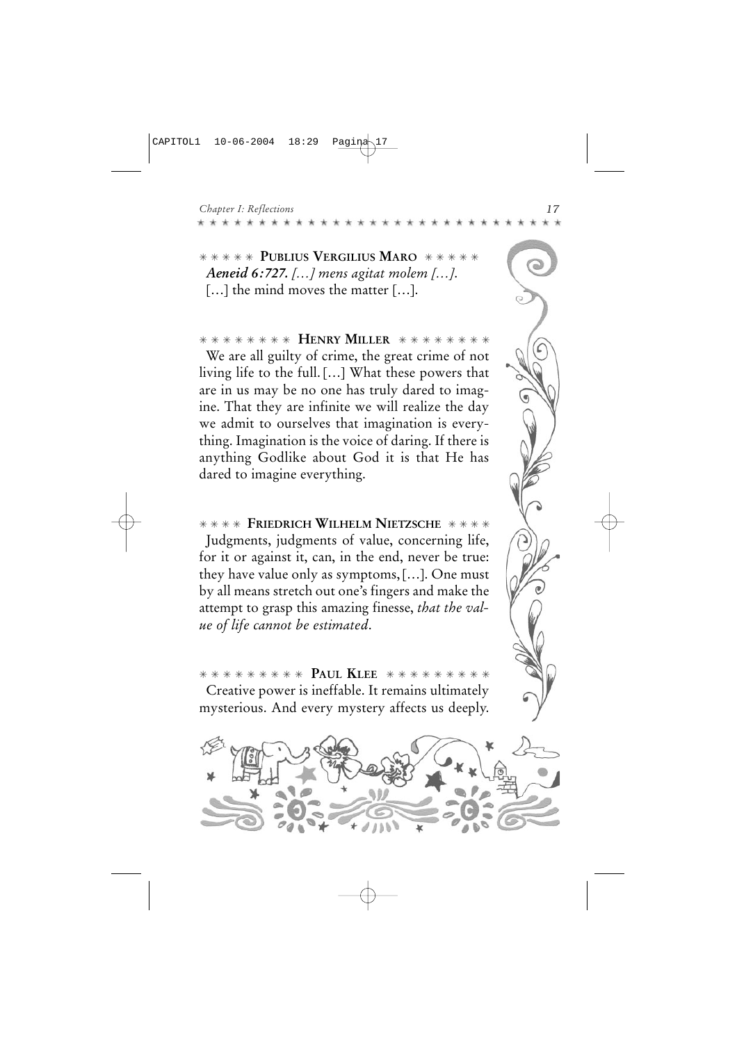## ✳✳✳✳✳ PUBLIUS VERGILIUS MARO ✳✳✳✳✳

***Aeneid 6:727.*** *[…] mens agitat molem […].*
[…] the mind moves the matter […].

## ✳✳✳✳✳✳✳✳ HENRY MILLER ✳✳✳✳✳✳✳✳

We are all guilty of crime, the great crime of not living life to the full. […] What these powers that are in us may be no one has truly dared to imagine. That they are infinite we will realize the day we admit to ourselves that imagination is everything. Imagination is the voice of daring. If there is anything Godlike about God it is that He has dared to imagine everything.

## ✳✳✳✳ FRIEDRICH WILHELM NIETZSCHE ✳✳✳✳

Judgments, judgments of value, concerning life, for it or against it, can, in the end, never be true: they have value only as symptoms, […]. One must by all means stretch out one's fingers and make the attempt to grasp this amazing finesse, *that the value of life cannot be estimated*.

## ✳✳✳✳✳✳✳✳✳ PAUL KLEE ✳✳✳✳✳✳✳✳✳

Creative power is ineffable. It remains ultimately mysterious. And every mystery affects us deeply.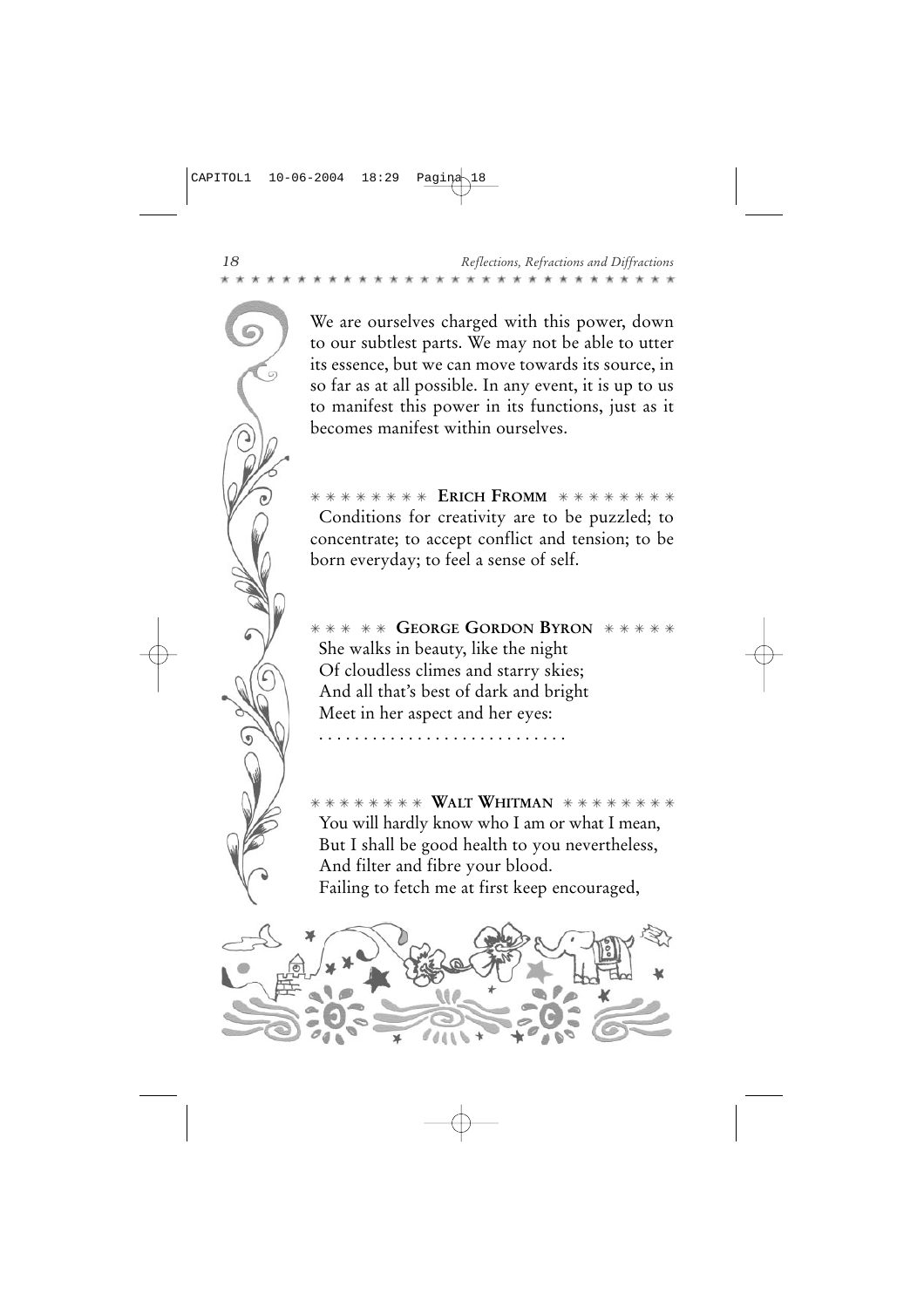We are ourselves charged with this power, down to our subtlest parts. We may not be able to utter its essence, but we can move towards its source, in so far as at all possible. In any event, it is up to us to manifest this power in its functions, just as it becomes manifest within ourselves.

### ∗∗∗∗∗∗∗∗ ERICH FROMM ∗∗∗∗∗∗∗∗

Conditions for creativity are to be puzzled; to concentrate; to accept conflict and tension; to be born everyday; to feel a sense of self.

### ∗∗∗ ∗∗ GEORGE GORDON BYRON ∗∗∗∗∗

She walks in beauty, like the night  
Of cloudless climes and starry skies;  
And all that's best of dark and bright  
Meet in her aspect and her eyes:  
. . . . . . . . . . . . . . . . . . . . . . . . . . .

### ∗∗∗∗∗∗∗∗ WALT WHITMAN ∗∗∗∗∗∗∗∗

You will hardly know who I am or what I mean,  
But I shall be good health to you nevertheless,  
And filter and fibre your blood.  
Failing to fetch me at first keep encouraged,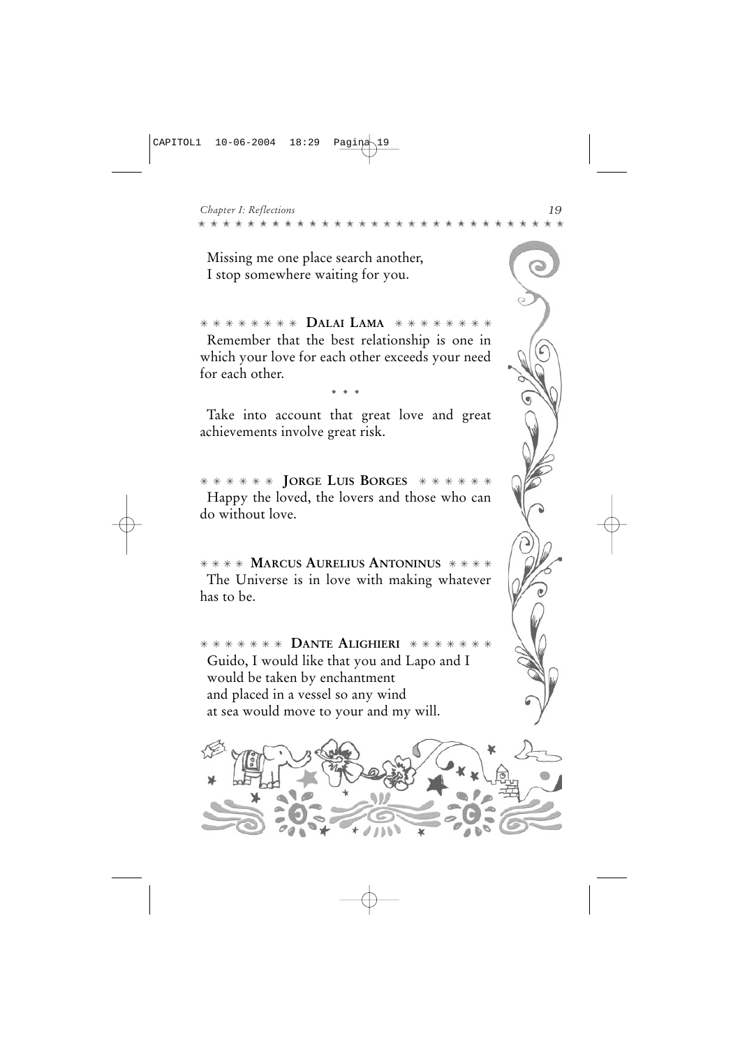Missing me one place search another,
I stop somewhere waiting for you.

### ∗ ∗ ∗ ∗ ∗ ∗ ∗ ∗ DALAI LAMA ∗ ∗ ∗ ∗ ∗ ∗ ∗ ∗

Remember that the best relationship is one in which your love for each other exceeds your need for each other.

∗ ∗ ∗

Take into account that great love and great achievements involve great risk.

### ∗ ∗ ∗ ∗ ∗ ∗ JORGE LUIS BORGES ∗ ∗ ∗ ∗ ∗ ∗

Happy the loved, the lovers and those who can do without love.

### ∗ ∗ ∗ ∗ MARCUS AURELIUS ANTONINUS ∗ ∗ ∗ ∗

The Universe is in love with making whatever has to be.

### ∗ ∗ ∗ ∗ ∗ ∗ ∗ DANTE ALIGHIERI ∗ ∗ ∗ ∗ ∗ ∗ ∗

Guido, I would like that you and Lapo and I
would be taken by enchantment
and placed in a vessel so any wind
at sea would move to your and my will.